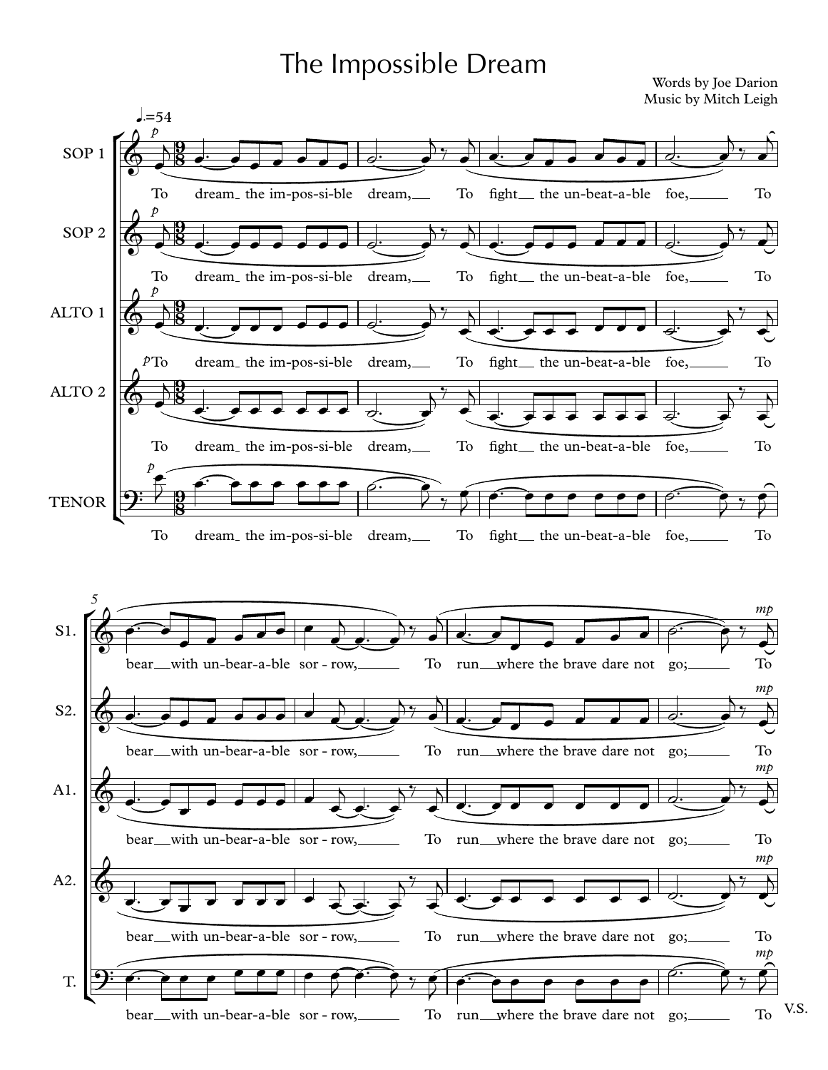# The Impossible Dream

Words by Joe Darion
Music by Mitch Leigh

♩.=54

SOP 1, SOP 2, ALTO 1, ALTO 2, TENOR

*p*

To dream the im-pos-si-ble dream, To fight the un-beat-a-ble foe, To bear with un-bear-a-ble sor-row, To run where the brave dare not go; To

*mp*

V.S.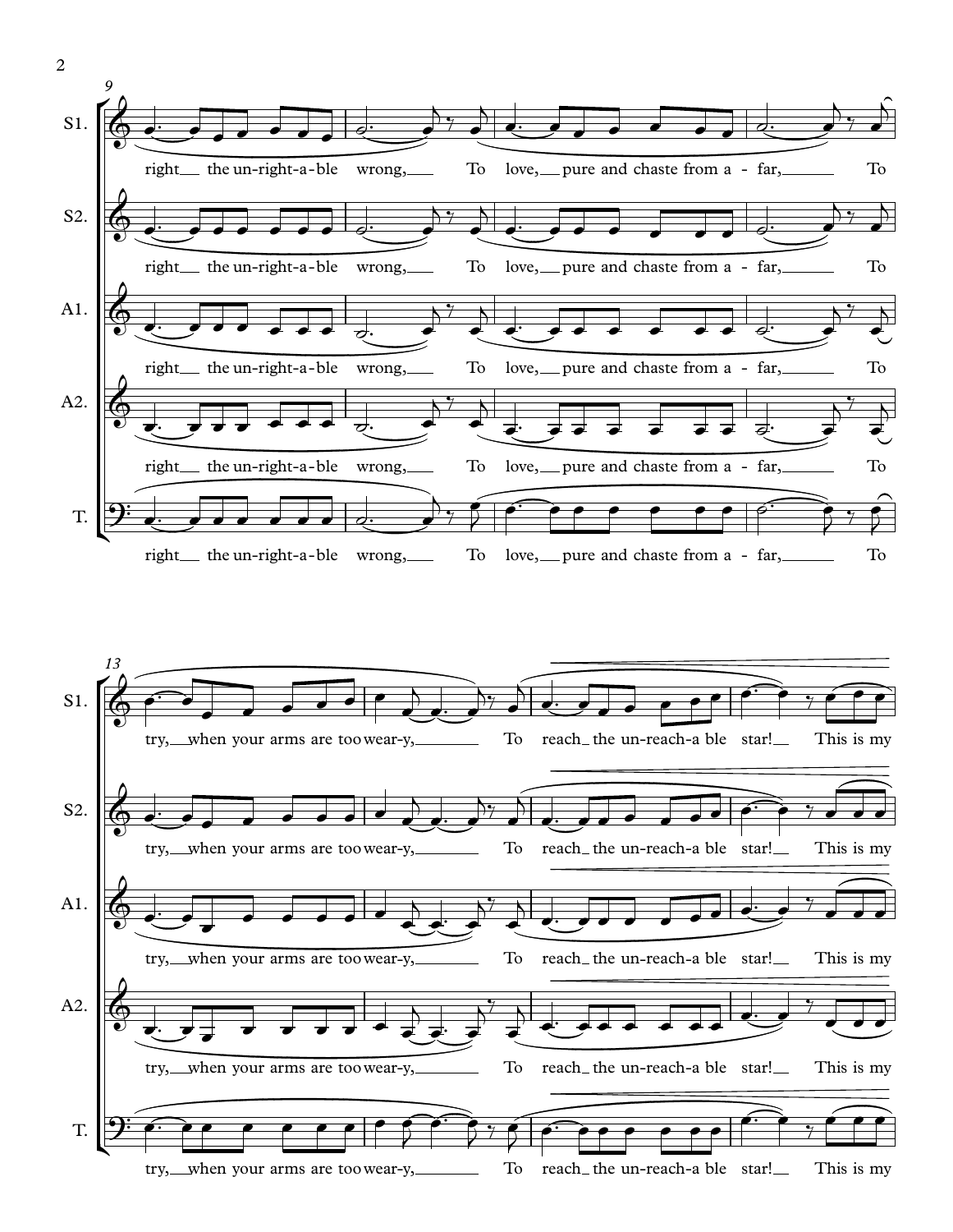**Measures 9–12**

S1.: right the un-right-a-ble wrong, To love, pure and chaste from a - far, To

S2.: right the un-right-a-ble wrong, To love, pure and chaste from a - far, To

A1.: right the un-right-a-ble wrong, To love, pure and chaste from a - far, To

A2.: right the un-right-a-ble wrong, To love, pure and chaste from a - far, To

T.: right the un-right-a-ble wrong, To love, pure and chaste from a - far, To

**Measures 13–16**

S1.: try, when your arms are too wear-y, To reach the un-reach-a ble star! This is my

S2.: try, when your arms are too wear-y, To reach the un-reach-a ble star! This is my

A1.: try, when your arms are too wear-y, To reach the un-reach-a ble star! This is my

A2.: try, when your arms are too wear-y, To reach the un-reach-a ble star! This is my

T.: try, when your arms are too wear-y, To reach the un-reach-a ble star! This is my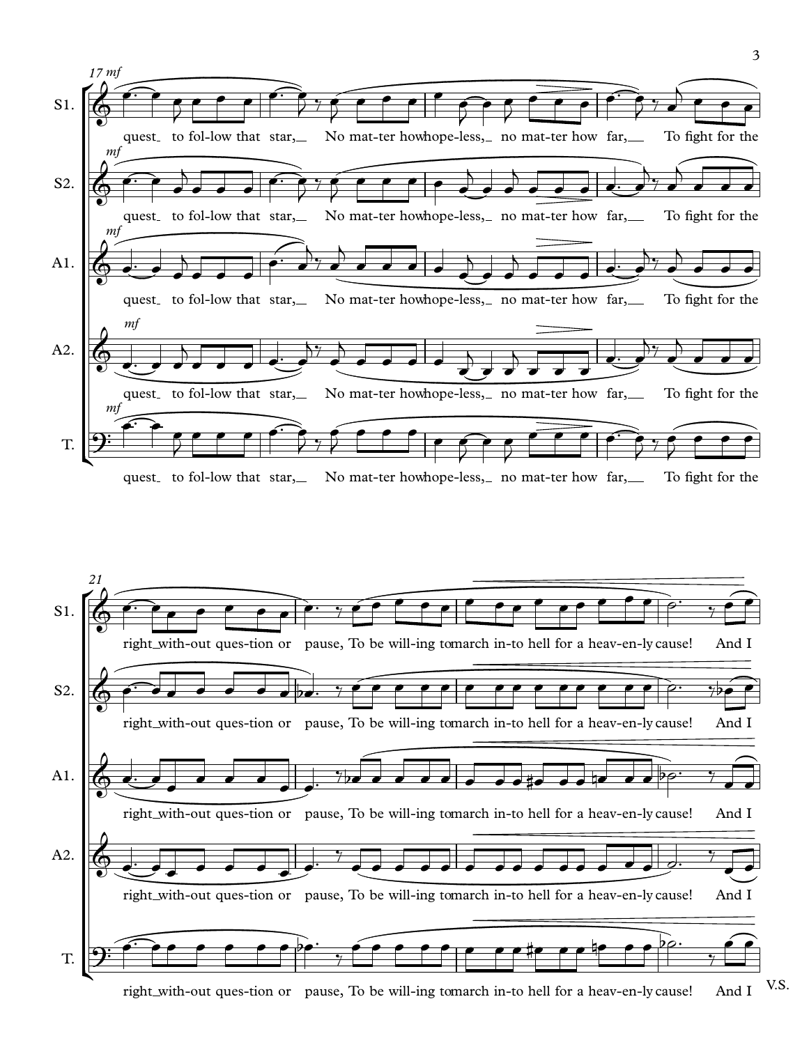**17** *mf*

S1. / S2. / A1. / A2. / T.

quest_ to fol-low that star,__ No mat-ter how hope-less,_ no mat-ter how far,__ To fight for the

**21**

right_with-out ques-tion or pause, To be will-ing to march in-to hell for a heav-en-ly cause! And I

V.S.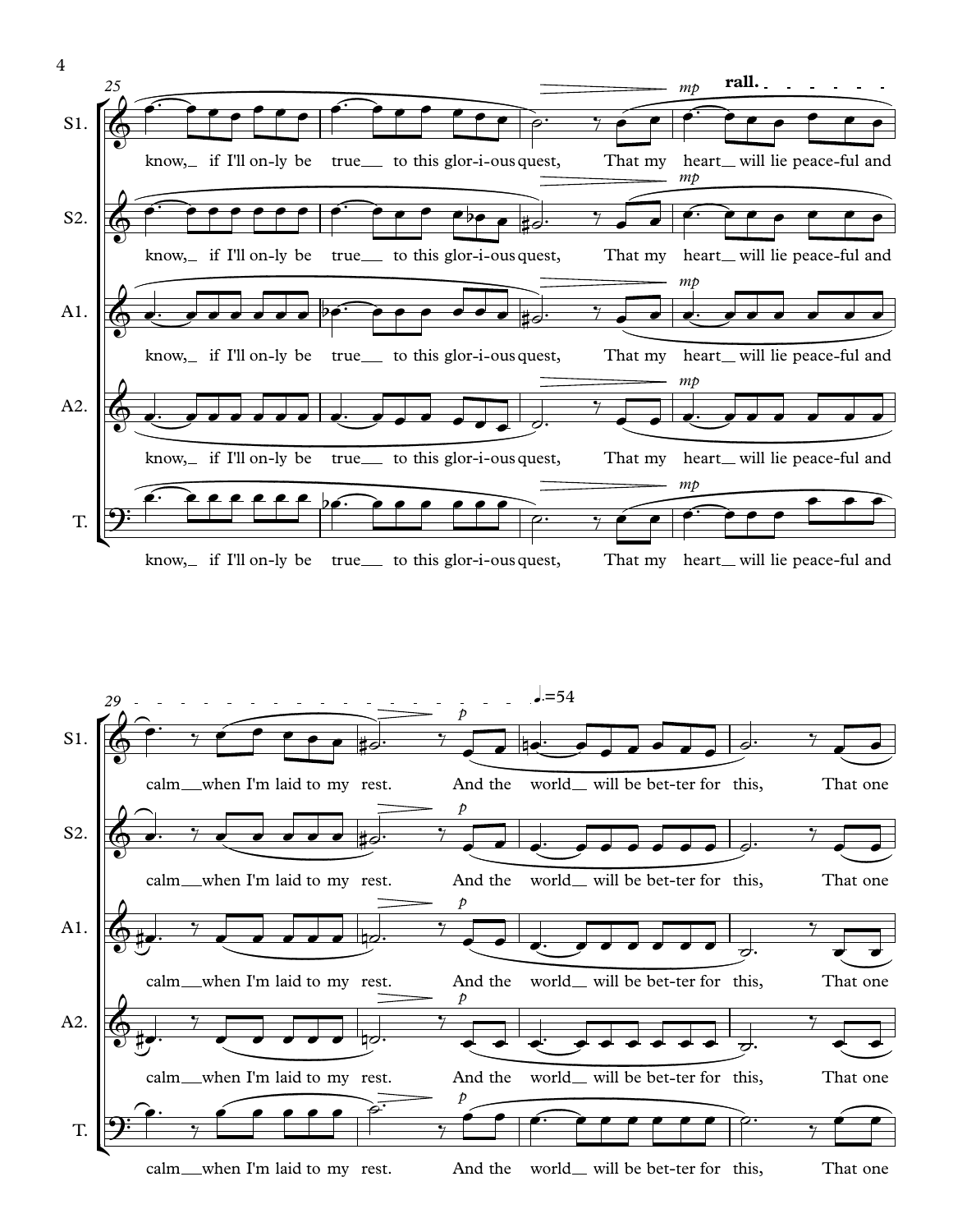S1. S2. A1. A2. T.

know, if I'll on-ly be true to this glor-i-ous quest, That my heart will lie peace-ful and

*mp* **rall.**

calm when I'm laid to my rest. And the world will be bet-ter for this, That one

*p* ♩.=54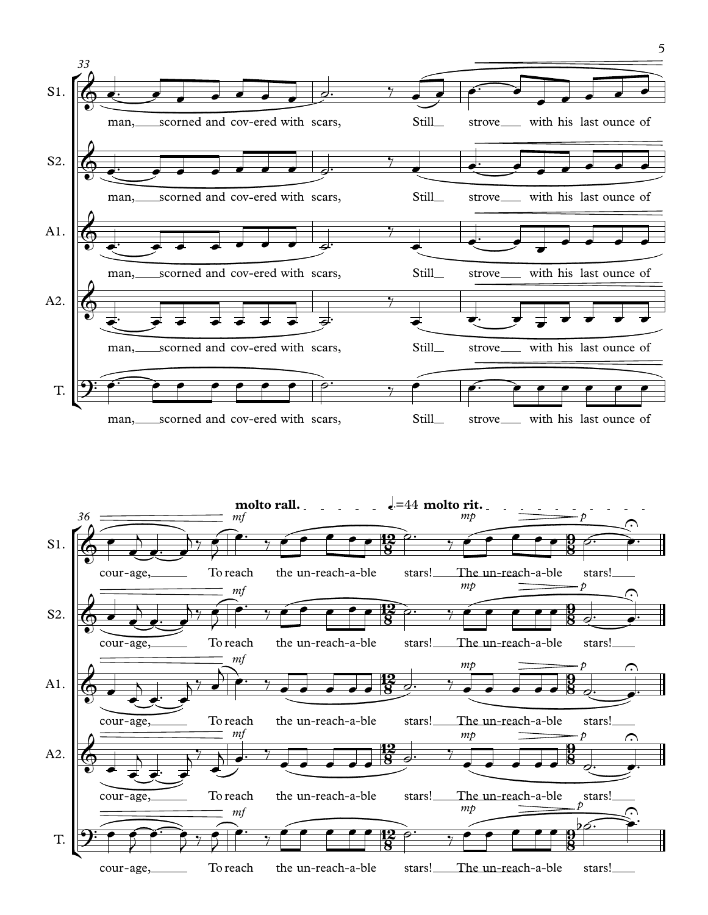33

S1. man, scorned and cov-ered with scars, Still strove with his last ounce of

S2. man, scorned and cov-ered with scars, Still strove with his last ounce of

A1. man, scorned and cov-ered with scars, Still strove with his last ounce of

A2. man, scorned and cov-ered with scars, Still strove with his last ounce of

T. man, scorned and cov-ered with scars, Still strove with his last ounce of

36 **molto rall.** ♩.=44 **molto rit.**

*mf* *mp* *p*

S1. cour-age, To reach the un-reach-a-ble stars! The un-reach-a-ble stars!

S2. cour-age, To reach the un-reach-a-ble stars! The un-reach-a-ble stars!

A1. cour-age, To reach the un-reach-a-ble stars! The un-reach-a-ble stars!

A2. cour-age, To reach the un-reach-a-ble stars! The un-reach-a-ble stars!

T. cour-age, To reach the un-reach-a-ble stars! The un-reach-a-ble stars!